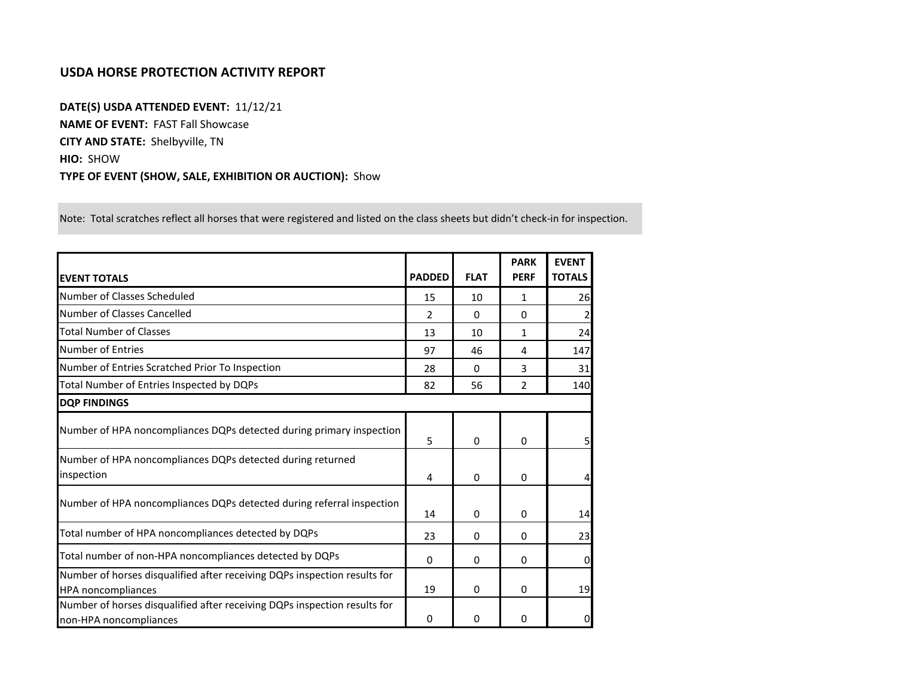## USDA HORSE PROTECTION ACTIVITY REPORT

**DATE(S) USDA ATTENDED EVENT:** 11/12/21
**NAME OF EVENT:** FAST Fall Showcase
**CITY AND STATE:** Shelbyville, TN
**HIO:** SHOW
**TYPE OF EVENT (SHOW, SALE, EXHIBITION OR AUCTION):** Show

Note: Total scratches reflect all horses that were registered and listed on the class sheets but didn't check-in for inspection.

| EVENT TOTALS | PADDED | FLAT | PARK PERF | EVENT TOTALS |
|---|---|---|---|---|
| Number of Classes Scheduled | 15 | 10 | 1 | 26 |
| Number of Classes Cancelled | 2 | 0 | 0 | 2 |
| Total Number of Classes | 13 | 10 | 1 | 24 |
| Number of Entries | 97 | 46 | 4 | 147 |
| Number of Entries Scratched Prior To Inspection | 28 | 0 | 3 | 31 |
| Total Number of Entries Inspected by DQPs | 82 | 56 | 2 | 140 |
| **DQP FINDINGS** | | | | |
| Number of HPA noncompliances DQPs detected during primary inspection | 5 | 0 | 0 | 5 |
| Number of HPA noncompliances DQPs detected during returned inspection | 4 | 0 | 0 | 4 |
| Number of HPA noncompliances DQPs detected during referral inspection | 14 | 0 | 0 | 14 |
| Total number of HPA noncompliances detected by DQPs | 23 | 0 | 0 | 23 |
| Total number of non-HPA noncompliances detected by DQPs | 0 | 0 | 0 | 0 |
| Number of horses disqualified after receiving DQPs inspection results for HPA noncompliances | 19 | 0 | 0 | 19 |
| Number of horses disqualified after receiving DQPs inspection results for non-HPA noncompliances | 0 | 0 | 0 | 0 |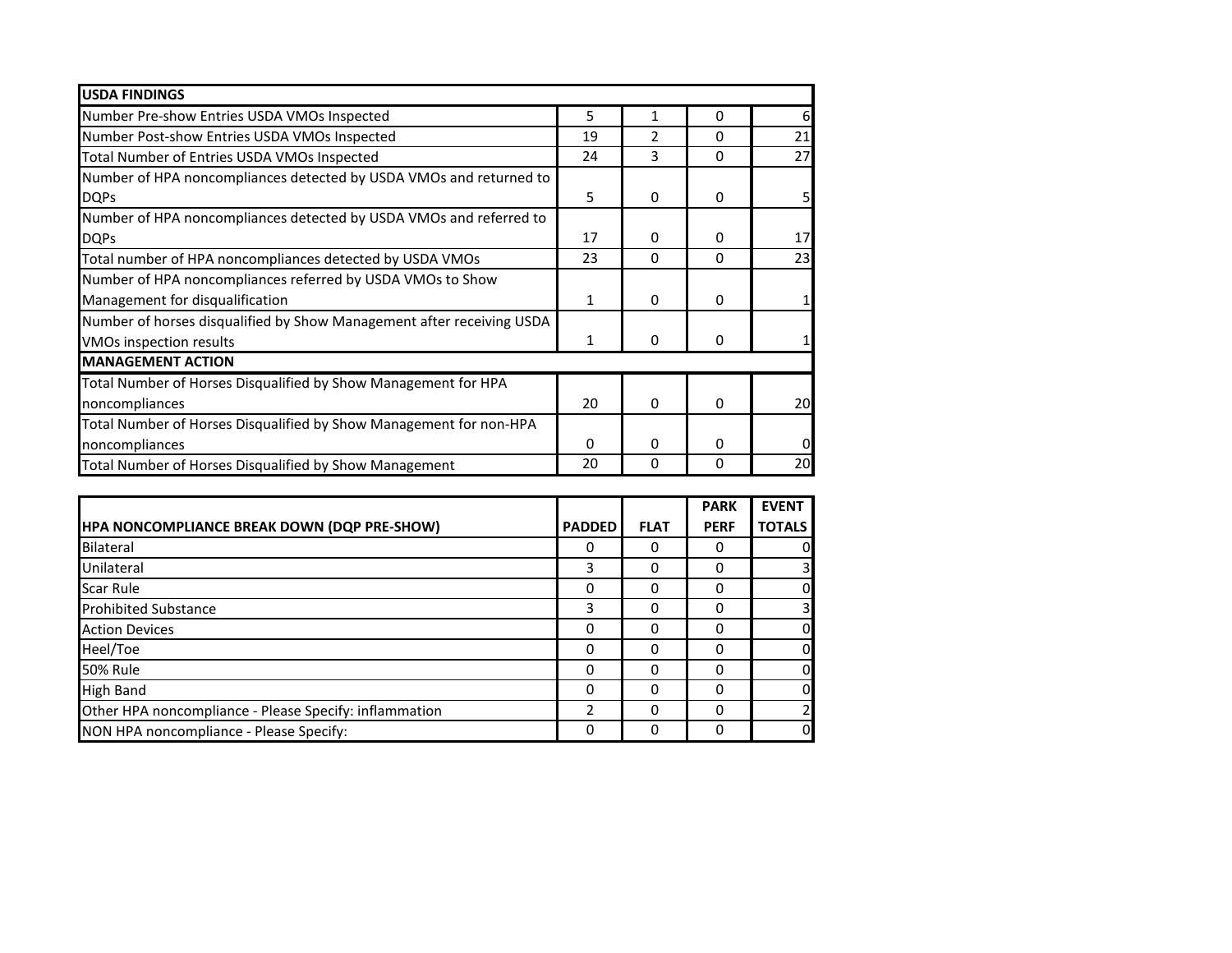| USDA FINDINGS | | | | |
|---|---|---|---|---|
| Number Pre-show Entries USDA VMOs Inspected | 5 | 1 | 0 | 6 |
| Number Post-show Entries USDA VMOs Inspected | 19 | 2 | 0 | 21 |
| Total Number of Entries USDA VMOs Inspected | 24 | 3 | 0 | 27 |
| Number of HPA noncompliances detected by USDA VMOs and returned to DQPs | 5 | 0 | 0 | 5 |
| Number of HPA noncompliances detected by USDA VMOs and referred to DQPs | 17 | 0 | 0 | 17 |
| Total number of HPA noncompliances detected by USDA VMOs | 23 | 0 | 0 | 23 |
| Number of HPA noncompliances referred by USDA VMOs to Show Management for disqualification | 1 | 0 | 0 | 1 |
| Number of horses disqualified by Show Management after receiving USDA VMOs inspection results | 1 | 0 | 0 | 1 |
| **MANAGEMENT ACTION** | | | | |
| Total Number of Horses Disqualified by Show Management for HPA noncompliances | 20 | 0 | 0 | 20 |
| Total Number of Horses Disqualified by Show Management for non-HPA noncompliances | 0 | 0 | 0 | 0 |
| Total Number of Horses Disqualified by Show Management | 20 | 0 | 0 | 20 |

| HPA NONCOMPLIANCE BREAK DOWN (DQP PRE-SHOW) | PADDED | FLAT | PARK PERF | EVENT TOTALS |
|---|---|---|---|---|
| Bilateral | 0 | 0 | 0 | 0 |
| Unilateral | 3 | 0 | 0 | 3 |
| Scar Rule | 0 | 0 | 0 | 0 |
| Prohibited Substance | 3 | 0 | 0 | 3 |
| Action Devices | 0 | 0 | 0 | 0 |
| Heel/Toe | 0 | 0 | 0 | 0 |
| 50% Rule | 0 | 0 | 0 | 0 |
| High Band | 0 | 0 | 0 | 0 |
| Other HPA noncompliance - Please Specify: inflammation | 2 | 0 | 0 | 2 |
| NON HPA noncompliance - Please Specify: | 0 | 0 | 0 | 0 |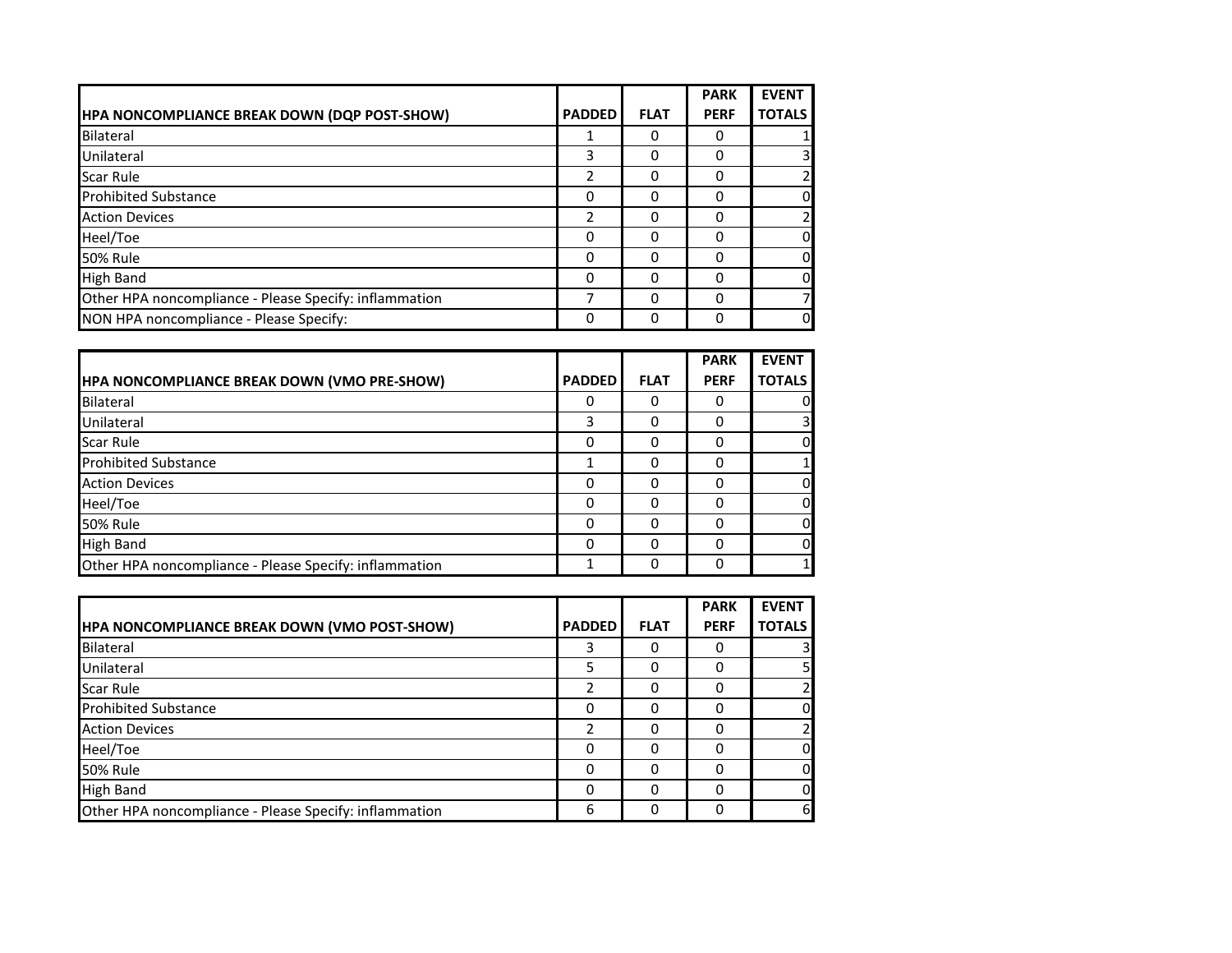| HPA NONCOMPLIANCE BREAK DOWN (DQP POST-SHOW) | PADDED | FLAT | PARK PERF | EVENT TOTALS |
|---|---|---|---|---|
| Bilateral | 1 | 0 | 0 | 1 |
| Unilateral | 3 | 0 | 0 | 3 |
| Scar Rule | 2 | 0 | 0 | 2 |
| Prohibited Substance | 0 | 0 | 0 | 0 |
| Action Devices | 2 | 0 | 0 | 2 |
| Heel/Toe | 0 | 0 | 0 | 0 |
| 50% Rule | 0 | 0 | 0 | 0 |
| High Band | 0 | 0 | 0 | 0 |
| Other HPA noncompliance - Please Specify: inflammation | 7 | 0 | 0 | 7 |
| NON HPA noncompliance - Please Specify: | 0 | 0 | 0 | 0 |

| HPA NONCOMPLIANCE BREAK DOWN (VMO PRE-SHOW) | PADDED | FLAT | PARK PERF | EVENT TOTALS |
|---|---|---|---|---|
| Bilateral | 0 | 0 | 0 | 0 |
| Unilateral | 3 | 0 | 0 | 3 |
| Scar Rule | 0 | 0 | 0 | 0 |
| Prohibited Substance | 1 | 0 | 0 | 1 |
| Action Devices | 0 | 0 | 0 | 0 |
| Heel/Toe | 0 | 0 | 0 | 0 |
| 50% Rule | 0 | 0 | 0 | 0 |
| High Band | 0 | 0 | 0 | 0 |
| Other HPA noncompliance - Please Specify: inflammation | 1 | 0 | 0 | 1 |

| HPA NONCOMPLIANCE BREAK DOWN (VMO POST-SHOW) | PADDED | FLAT | PARK PERF | EVENT TOTALS |
|---|---|---|---|---|
| Bilateral | 3 | 0 | 0 | 3 |
| Unilateral | 5 | 0 | 0 | 5 |
| Scar Rule | 2 | 0 | 0 | 2 |
| Prohibited Substance | 0 | 0 | 0 | 0 |
| Action Devices | 2 | 0 | 0 | 2 |
| Heel/Toe | 0 | 0 | 0 | 0 |
| 50% Rule | 0 | 0 | 0 | 0 |
| High Band | 0 | 0 | 0 | 0 |
| Other HPA noncompliance - Please Specify: inflammation | 6 | 0 | 0 | 6 |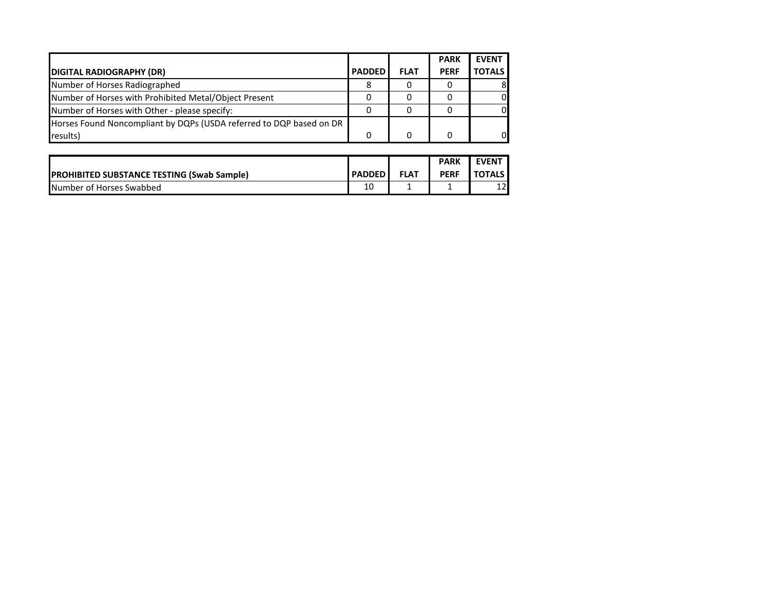| DIGITAL RADIOGRAPHY (DR) | PADDED | FLAT | PARK PERF | EVENT TOTALS |
|---|---|---|---|---|
| Number of Horses Radiographed | 8 | 0 | 0 | 8 |
| Number of Horses with Prohibited Metal/Object Present | 0 | 0 | 0 | 0 |
| Number of Horses with Other - please specify: | 0 | 0 | 0 | 0 |
| Horses Found Noncompliant by DQPs (USDA referred to DQP based on DR results) | 0 | 0 | 0 | 0 |

| PROHIBITED SUBSTANCE TESTING (Swab Sample) | PADDED | FLAT | PARK PERF | EVENT TOTALS |
|---|---|---|---|---|
| Number of Horses Swabbed | 10 | 1 | 1 | 12 |